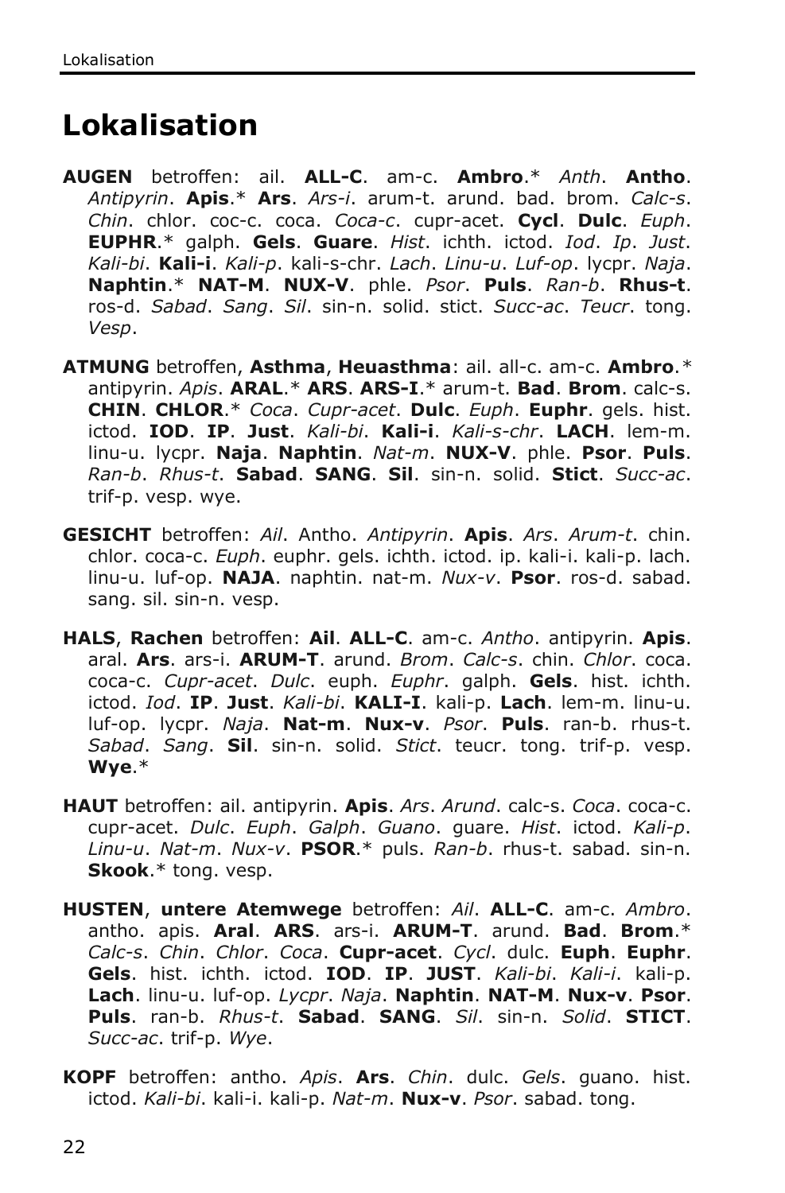# Lokalisation

**AUGEN** betroffen: ail. **ALL-C**. am-c. **Ambro**.* *Anth*. **Antho**. *Antipyrin*. **Apis**.* **Ars**. *Ars-i*. arum-t. arund. bad. brom. *Calc-s*. *Chin*. chlor. coc-c. coca. *Coca-c*. cupr-acet. **Cycl**. **Dulc**. *Euph*. **EUPHR**.* galph. **Gels**. **Guare**. *Hist*. ichth. ictod. *Iod*. *Ip*. *Just*. *Kali-bi*. **Kali-i**. *Kali-p*. kali-s-chr. *Lach*. *Linu-u*. *Luf-op*. lycpr. *Naja*. **Naphtin**.* **NAT-M**. **NUX-V**. phle. *Psor*. **Puls**. *Ran-b*. **Rhus-t**. ros-d. *Sabad*. *Sang*. *Sil*. sin-n. solid. stict. *Succ-ac*. *Teucr*. tong. *Vesp*.

**ATMUNG** betroffen, **Asthma**, **Heuasthma**: ail. all-c. am-c. **Ambro**.* antipyrin. *Apis*. **ARAL**.* **ARS**. **ARS-I**.* arum-t. **Bad**. **Brom**. calc-s. **CHIN**. **CHLOR**.* *Coca*. *Cupr-acet*. **Dulc**. *Euph*. **Euphr**. gels. hist. ictod. **IOD**. **IP**. **Just**. *Kali-bi*. **Kali-i**. *Kali-s-chr*. **LACH**. lem-m. linu-u. lycpr. **Naja**. **Naphtin**. *Nat-m*. **NUX-V**. phle. **Psor**. **Puls**. *Ran-b*. *Rhus-t*. **Sabad**. **SANG**. **Sil**. sin-n. solid. **Stict**. *Succ-ac*. trif-p. vesp. wye.

**GESICHT** betroffen: *Ail*. Antho. *Antipyrin*. **Apis**. *Ars*. *Arum-t*. chin. chlor. coca-c. *Euph*. euphr. gels. ichth. ictod. ip. kali-i. kali-p. lach. linu-u. luf-op. **NAJA**. naphtin. nat-m. *Nux-v*. **Psor**. ros-d. sabad. sang. sil. sin-n. vesp.

**HALS**, **Rachen** betroffen: **Ail**. **ALL-C**. am-c. *Antho*. antipyrin. **Apis**. aral. **Ars**. ars-i. **ARUM-T**. arund. *Brom*. *Calc-s*. chin. *Chlor*. coca. coca-c. *Cupr-acet*. *Dulc*. euph. *Euphr*. galph. **Gels**. hist. ichth. ictod. *Iod*. **IP**. **Just**. *Kali-bi*. **KALI-I**. kali-p. **Lach**. lem-m. linu-u. luf-op. lycpr. *Naja*. **Nat-m**. **Nux-v**. *Psor*. **Puls**. ran-b. rhus-t. *Sabad*. *Sang*. **Sil**. sin-n. solid. *Stict*. teucr. tong. trif-p. vesp. **Wye**.*

**HAUT** betroffen: ail. antipyrin. **Apis**. *Ars*. *Arund*. calc-s. *Coca*. coca-c. cupr-acet. *Dulc*. *Euph*. *Galph*. *Guano*. guare. *Hist*. ictod. *Kali-p*. *Linu-u*. *Nat-m*. *Nux-v*. **PSOR**.* puls. *Ran-b*. rhus-t. sabad. sin-n. **Skook**.* tong. vesp.

**HUSTEN**, **untere Atemwege** betroffen: *Ail*. **ALL-C**. am-c. *Ambro*. antho. apis. **Aral**. **ARS**. ars-i. **ARUM-T**. arund. **Bad**. **Brom**.* *Calc-s*. *Chin*. *Chlor*. *Coca*. **Cupr-acet**. *Cycl*. dulc. **Euph**. **Euphr**. **Gels**. hist. ichth. ictod. **IOD**. **IP**. **JUST**. *Kali-bi*. *Kali-i*. kali-p. **Lach**. linu-u. luf-op. *Lycpr*. *Naja*. **Naphtin**. **NAT-M**. **Nux-v**. **Psor**. **Puls**. ran-b. *Rhus-t*. **Sabad**. **SANG**. *Sil*. sin-n. *Solid*. **STICT**. *Succ-ac*. trif-p. *Wye*.

**KOPF** betroffen: antho. *Apis*. **Ars**. *Chin*. dulc. *Gels*. guano. hist. ictod. *Kali-bi*. kali-i. kali-p. *Nat-m*. **Nux-v**. *Psor*. sabad. tong.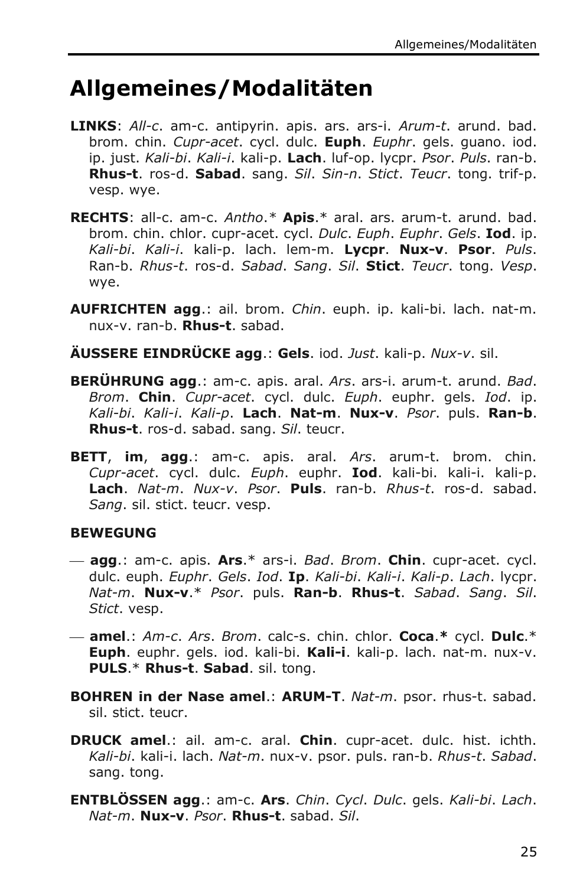# Allgemeines/Modalitäten

**LINKS**: *All-c*. am-c. antipyrin. apis. ars. ars-i. *Arum-t*. arund. bad. brom. chin. *Cupr-acet*. cycl. dulc. **Euph**. *Euphr*. gels. guano. iod. ip. just. *Kali-bi*. *Kali-i*. kali-p. **Lach**. luf-op. lycpr. *Psor*. *Puls*. ran-b. **Rhus-t**. ros-d. **Sabad**. sang. *Sil*. *Sin-n*. *Stict*. *Teucr*. tong. trif-p. vesp. wye.

**RECHTS**: all-c. am-c. *Antho*.* **Apis**.* aral. ars. arum-t. arund. bad. brom. chin. chlor. cupr-acet. cycl. *Dulc*. *Euph*. *Euphr*. *Gels*. **Iod**. ip. *Kali-bi*. *Kali-i*. kali-p. lach. lem-m. **Lycpr**. **Nux-v**. **Psor**. *Puls*. Ran-b. *Rhus-t*. ros-d. *Sabad*. *Sang*. *Sil*. **Stict**. *Teucr*. tong. *Vesp*. wye.

**AUFRICHTEN agg**.: ail. brom. *Chin*. euph. ip. kali-bi. lach. nat-m. nux-v. ran-b. **Rhus-t**. sabad.

**ÄUSSERE EINDRÜCKE agg**.: **Gels**. iod. *Just*. kali-p. *Nux-v*. sil.

**BERÜHRUNG agg**.: am-c. apis. aral. *Ars*. ars-i. arum-t. arund. *Bad*. *Brom*. **Chin**. *Cupr-acet*. cycl. dulc. *Euph*. euphr. gels. *Iod*. ip. *Kali-bi*. *Kali-i*. *Kali-p*. **Lach**. **Nat-m**. **Nux-v**. *Psor*. puls. **Ran-b**. **Rhus-t**. ros-d. sabad. sang. *Sil*. teucr.

**BETT**, **im**, **agg**.: am-c. apis. aral. *Ars*. arum-t. brom. chin. *Cupr-acet*. cycl. dulc. *Euph*. euphr. **Iod**. kali-bi. kali-i. kali-p. **Lach**. *Nat-m*. *Nux-v*. *Psor*. **Puls**. ran-b. *Rhus-t*. ros-d. sabad. *Sang*. sil. stict. teucr. vesp.

**BEWEGUNG**

— **agg**.: am-c. apis. **Ars**.* ars-i. *Bad*. *Brom*. **Chin**. cupr-acet. cycl. dulc. euph. *Euphr*. *Gels*. *Iod*. **Ip**. *Kali-bi*. *Kali-i*. *Kali-p*. *Lach*. lycpr. *Nat-m*. **Nux-v**.* *Psor*. puls. **Ran-b**. **Rhus-t**. *Sabad*. *Sang*. *Sil*. *Stict*. vesp.

— **amel**.: *Am-c*. *Ars*. *Brom*. calc-s. chin. chlor. **Coca**.* cycl. **Dulc**.* **Euph**. euphr. gels. iod. kali-bi. **Kali-i**. kali-p. lach. nat-m. nux-v. **PULS**.* **Rhus-t**. **Sabad**. sil. tong.

**BOHREN in der Nase amel**.: **ARUM-T**. *Nat-m*. psor. rhus-t. sabad. sil. stict. teucr.

**DRUCK amel**.: ail. am-c. aral. **Chin**. cupr-acet. dulc. hist. ichth. *Kali-bi*. kali-i. lach. *Nat-m*. nux-v. psor. puls. ran-b. *Rhus-t*. *Sabad*. sang. tong.

**ENTBLÖSSEN agg**.: am-c. **Ars**. *Chin*. *Cycl*. *Dulc*. gels. *Kali-bi*. *Lach*. *Nat-m*. **Nux-v**. *Psor*. **Rhus-t**. sabad. *Sil*.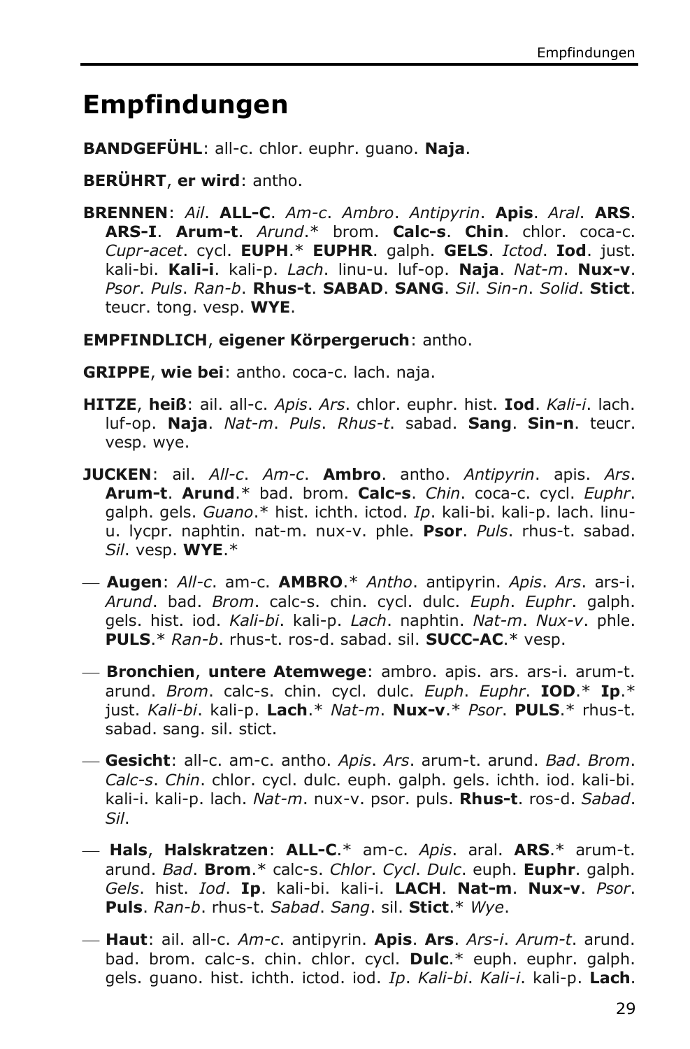# Empfindungen

**BANDGEFÜHL**: all-c. chlor. euphr. guano. **Naja**.

**BERÜHRT**, **er wird**: antho.

**BRENNEN**: *Ail*. **ALL-C**. *Am-c*. *Ambro*. *Antipyrin*. **Apis**. *Aral*. **ARS**. **ARS-I**. **Arum-t**. *Arund*.* brom. **Calc-s**. **Chin**. chlor. coca-c. *Cupr-acet*. cycl. **EUPH**.* **EUPHR**. galph. **GELS**. *Ictod*. **Iod**. just. kali-bi. **Kali-i**. kali-p. *Lach*. linu-u. luf-op. **Naja**. *Nat-m*. **Nux-v**. *Psor*. *Puls*. *Ran-b*. **Rhus-t**. **SABAD**. **SANG**. *Sil*. *Sin-n*. *Solid*. **Stict**. teucr. tong. vesp. **WYE**.

**EMPFINDLICH**, **eigener Körpergeruch**: antho.

**GRIPPE**, **wie bei**: antho. coca-c. lach. naja.

**HITZE**, **heiß**: ail. all-c. *Apis*. *Ars*. chlor. euphr. hist. **Iod**. *Kali-i*. lach. luf-op. **Naja**. *Nat-m*. *Puls*. *Rhus-t*. sabad. **Sang**. **Sin-n**. teucr. vesp. wye.

**JUCKEN**: ail. *All-c*. *Am-c*. **Ambro**. antho. *Antipyrin*. apis. *Ars*. **Arum-t**. **Arund**.* bad. brom. **Calc-s**. *Chin*. coca-c. cycl. *Euphr*. galph. gels. *Guano*.* hist. ichth. ictod. *Ip*. kali-bi. kali-p. lach. linu-u. lycpr. naphtin. nat-m. nux-v. phle. **Psor**. *Puls*. rhus-t. sabad. *Sil*. vesp. **WYE**.*

— **Augen**: *All-c*. am-c. **AMBRO**.* *Antho*. antipyrin. *Apis*. *Ars*. ars-i. *Arund*. bad. *Brom*. calc-s. chin. cycl. dulc. *Euph*. *Euphr*. galph. gels. hist. iod. *Kali-bi*. kali-p. *Lach*. naphtin. *Nat-m*. *Nux-v*. phle. **PULS**.* *Ran-b*. rhus-t. ros-d. sabad. sil. **SUCC-AC**.* vesp.

— **Bronchien**, **untere Atemwege**: ambro. apis. ars. ars-i. arum-t. arund. *Brom*. calc-s. chin. cycl. dulc. *Euph*. *Euphr*. **IOD**.* **Ip**.* just. *Kali-bi*. kali-p. **Lach**.* *Nat-m*. **Nux-v**.* *Psor*. **PULS**.* rhus-t. sabad. sang. sil. stict.

— **Gesicht**: all-c. am-c. antho. *Apis*. *Ars*. arum-t. arund. *Bad*. *Brom*. *Calc-s*. *Chin*. chlor. cycl. dulc. euph. galph. gels. ichth. iod. kali-bi. kali-i. kali-p. lach. *Nat-m*. nux-v. psor. puls. **Rhus-t**. ros-d. *Sabad*. *Sil*.

— **Hals**, **Halskratzen**: **ALL-C**.* am-c. *Apis*. aral. **ARS**.* arum-t. arund. *Bad*. **Brom**.* calc-s. *Chlor*. *Cycl*. *Dulc*. euph. **Euphr**. galph. *Gels*. hist. *Iod*. **Ip**. kali-bi. kali-i. **LACH**. **Nat-m**. **Nux-v**. *Psor*. **Puls**. *Ran-b*. rhus-t. *Sabad*. *Sang*. sil. **Stict**.* *Wye*.

— **Haut**: ail. all-c. *Am-c*. antipyrin. **Apis**. **Ars**. *Ars-i*. *Arum-t*. arund. bad. brom. calc-s. chin. chlor. cycl. **Dulc**.* euph. euphr. galph. gels. guano. hist. ichth. ictod. iod. *Ip*. *Kali-bi*. *Kali-i*. kali-p. **Lach**.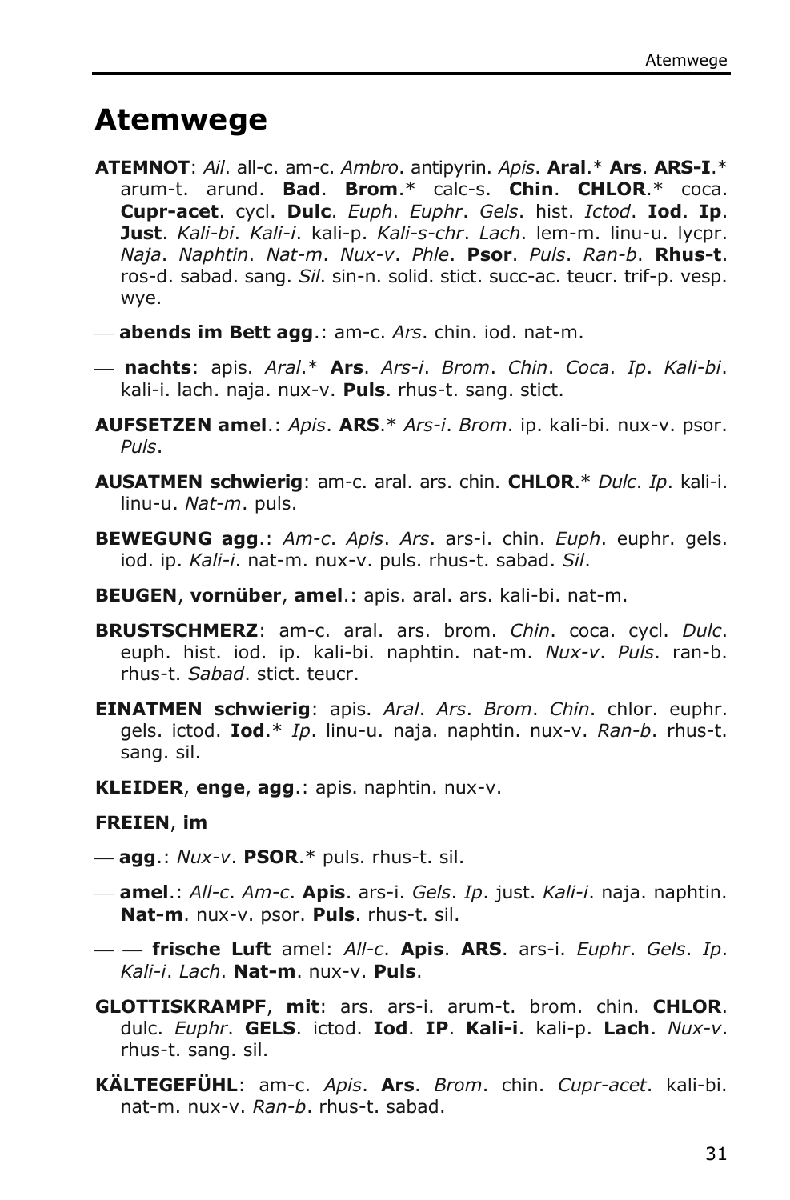# Atemwege

**ATEMNOT**: *Ail*. all-c. am-c. *Ambro*. antipyrin. *Apis*. **Aral**.* **Ars**. **ARS-I**.* arum-t. arund. **Bad**. **Brom**.* calc-s. **Chin**. **CHLOR**.* coca. **Cupr-acet**. cycl. **Dulc**. *Euph*. *Euphr*. *Gels*. hist. *Ictod*. **Iod**. **Ip**. **Just**. *Kali-bi*. *Kali-i*. kali-p. *Kali-s-chr*. *Lach*. lem-m. linu-u. lycpr. *Naja*. *Naphtin*. *Nat-m*. *Nux-v*. *Phle*. **Psor**. *Puls*. *Ran-b*. **Rhus-t**. ros-d. sabad. sang. *Sil*. sin-n. solid. stict. succ-ac. teucr. trif-p. vesp. wye.

— **abends im Bett agg**.: am-c. *Ars*. chin. iod. nat-m.

— **nachts**: apis. *Aral*.* **Ars**. *Ars-i*. *Brom*. *Chin*. *Coca*. *Ip*. *Kali-bi*. kali-i. lach. naja. nux-v. **Puls**. rhus-t. sang. stict.

**AUFSETZEN amel**.: *Apis*. **ARS**.* *Ars-i*. *Brom*. ip. kali-bi. nux-v. psor. *Puls*.

**AUSATMEN schwierig**: am-c. aral. ars. chin. **CHLOR**.* *Dulc*. *Ip*. kali-i. linu-u. *Nat-m*. puls.

**BEWEGUNG agg**.: *Am-c*. *Apis*. *Ars*. ars-i. chin. *Euph*. euphr. gels. iod. ip. *Kali-i*. nat-m. nux-v. puls. rhus-t. sabad. *Sil*.

**BEUGEN**, **vornüber**, **amel**.: apis. aral. ars. kali-bi. nat-m.

**BRUSTSCHMERZ**: am-c. aral. ars. brom. *Chin*. coca. cycl. *Dulc*. euph. hist. iod. ip. kali-bi. naphtin. nat-m. *Nux-v*. *Puls*. ran-b. rhus-t. *Sabad*. stict. teucr.

**EINATMEN schwierig**: apis. *Aral*. *Ars*. *Brom*. *Chin*. chlor. euphr. gels. ictod. **Iod**.* *Ip*. linu-u. naja. naphtin. nux-v. *Ran-b*. rhus-t. sang. sil.

**KLEIDER**, **enge**, **agg**.: apis. naphtin. nux-v.

**FREIEN**, **im**

— **agg**.: *Nux-v*. **PSOR**.* puls. rhus-t. sil.

— **amel**.: *All-c*. *Am-c*. **Apis**. ars-i. *Gels*. *Ip*. just. *Kali-i*. naja. naphtin. **Nat-m**. nux-v. psor. **Puls**. rhus-t. sil.

— — **frische Luft** amel: *All-c*. **Apis**. **ARS**. ars-i. *Euphr*. *Gels*. *Ip*. *Kali-i*. *Lach*. **Nat-m**. nux-v. **Puls**.

**GLOTTISKRAMPF**, **mit**: ars. ars-i. arum-t. brom. chin. **CHLOR**. dulc. *Euphr*. **GELS**. ictod. **Iod**. **IP**. **Kali-i**. kali-p. **Lach**. *Nux-v*. rhus-t. sang. sil.

**KÄLTEGEFÜHL**: am-c. *Apis*. **Ars**. *Brom*. chin. *Cupr-acet*. kali-bi. nat-m. nux-v. *Ran-b*. rhus-t. sabad.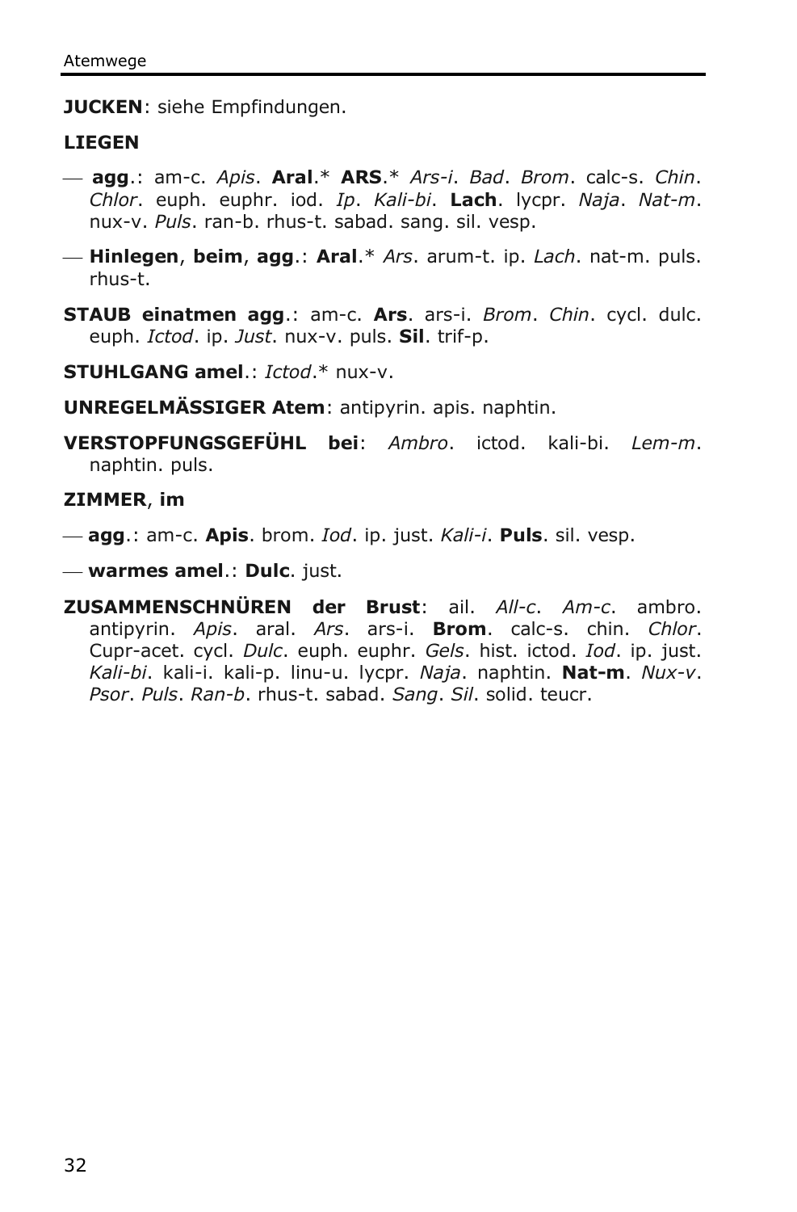**JUCKEN**: siehe Empfindungen.

**LIEGEN**

— **agg**.: am-c. *Apis*. **Aral**.* **ARS**.* *Ars-i*. *Bad*. *Brom*. calc-s. *Chin*. *Chlor*. euph. euphr. iod. *Ip*. *Kali-bi*. **Lach**. lycpr. *Naja*. *Nat-m*. nux-v. *Puls*. ran-b. rhus-t. sabad. sang. sil. vesp.

— **Hinlegen**, **beim**, **agg**.: **Aral**.* *Ars*. arum-t. ip. *Lach*. nat-m. puls. rhus-t.

**STAUB einatmen agg**.: am-c. **Ars**. ars-i. *Brom*. *Chin*. cycl. dulc. euph. *Ictod*. ip. *Just*. nux-v. puls. **Sil**. trif-p.

**STUHLGANG amel**.: *Ictod*.* nux-v.

**UNREGELMÄSSIGER Atem**: antipyrin. apis. naphtin.

**VERSTOPFUNGSGEFÜHL bei**: *Ambro*. ictod. kali-bi. *Lem-m*. naphtin. puls.

**ZIMMER**, **im**

— **agg**.: am-c. **Apis**. brom. *Iod*. ip. just. *Kali-i*. **Puls**. sil. vesp.

— **warmes amel**.: **Dulc**. just.

**ZUSAMMENSCHNÜREN der Brust**: ail. *All-c*. *Am-c*. ambro. antipyrin. *Apis*. aral. *Ars*. ars-i. **Brom**. calc-s. chin. *Chlor*. Cupr-acet. cycl. *Dulc*. euph. euphr. *Gels*. hist. ictod. *Iod*. ip. just. *Kali-bi*. kali-i. kali-p. linu-u. lycpr. *Naja*. naphtin. **Nat-m**. *Nux-v*. *Psor*. *Puls*. *Ran-b*. rhus-t. sabad. *Sang*. *Sil*. solid. teucr.